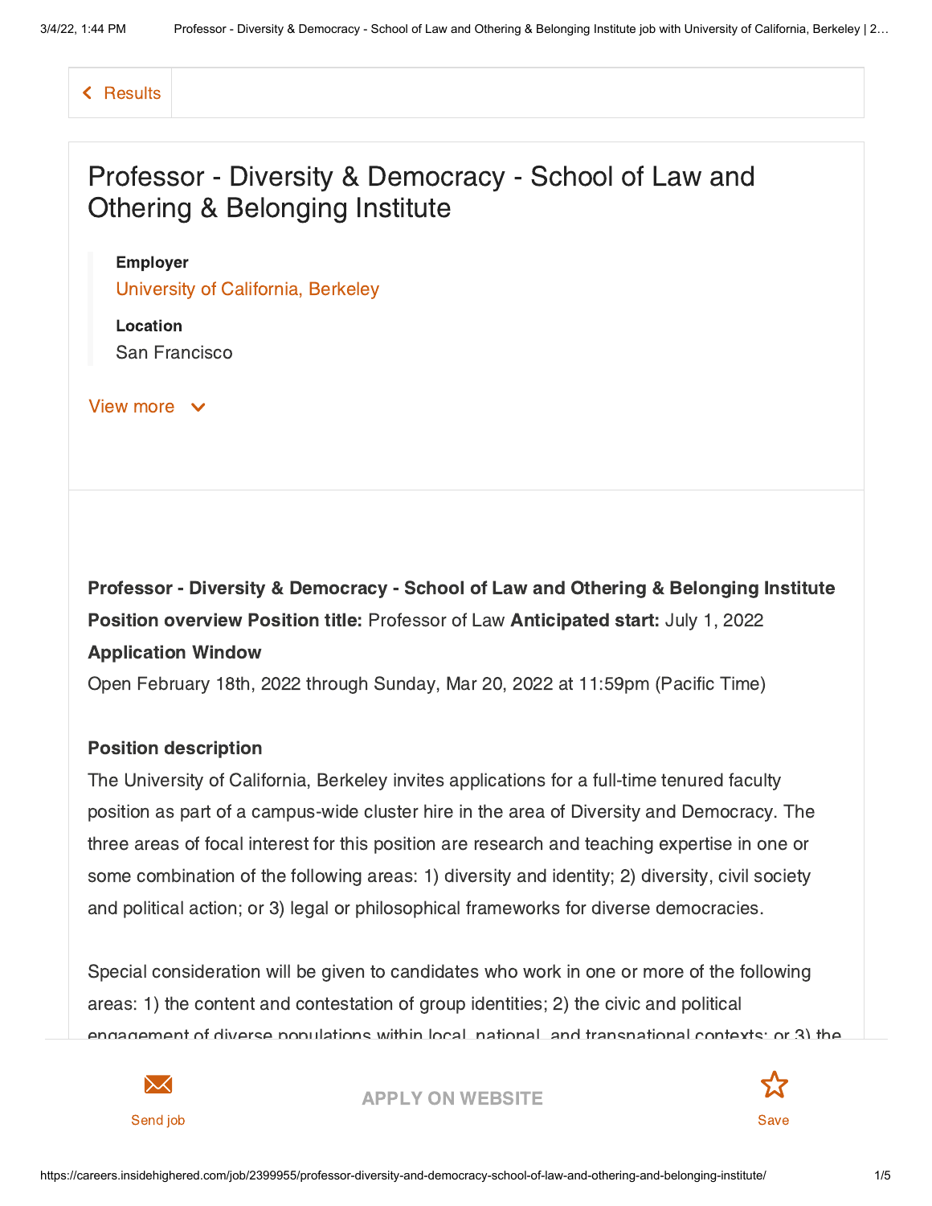Results

# Professor - Diversity & Democracy - School of Law and Othering & Belonging Institute

**Employer**
University of California, Berkeley

**Location**
San Francisco

View more

**Professor - Diversity & Democracy - School of Law and Othering & Belonging Institute**
**Position overview Position title:** Professor of Law **Anticipated start:** July 1, 2022
**Application Window**
Open February 18th, 2022 through Sunday, Mar 20, 2022 at 11:59pm (Pacific Time)

**Position description**
The University of California, Berkeley invites applications for a full-time tenured faculty position as part of a campus-wide cluster hire in the area of Diversity and Democracy. The three areas of focal interest for this position are research and teaching expertise in one or some combination of the following areas: 1) diversity and identity; 2) diversity, civil society and political action; or 3) legal or philosophical frameworks for diverse democracies.

Special consideration will be given to candidates who work in one or more of the following areas: 1) the content and contestation of group identities; 2) the civic and political engagement of diverse populations within local, national, and transnational contexts; or 3) the

Send job APPLY ON WEBSITE Save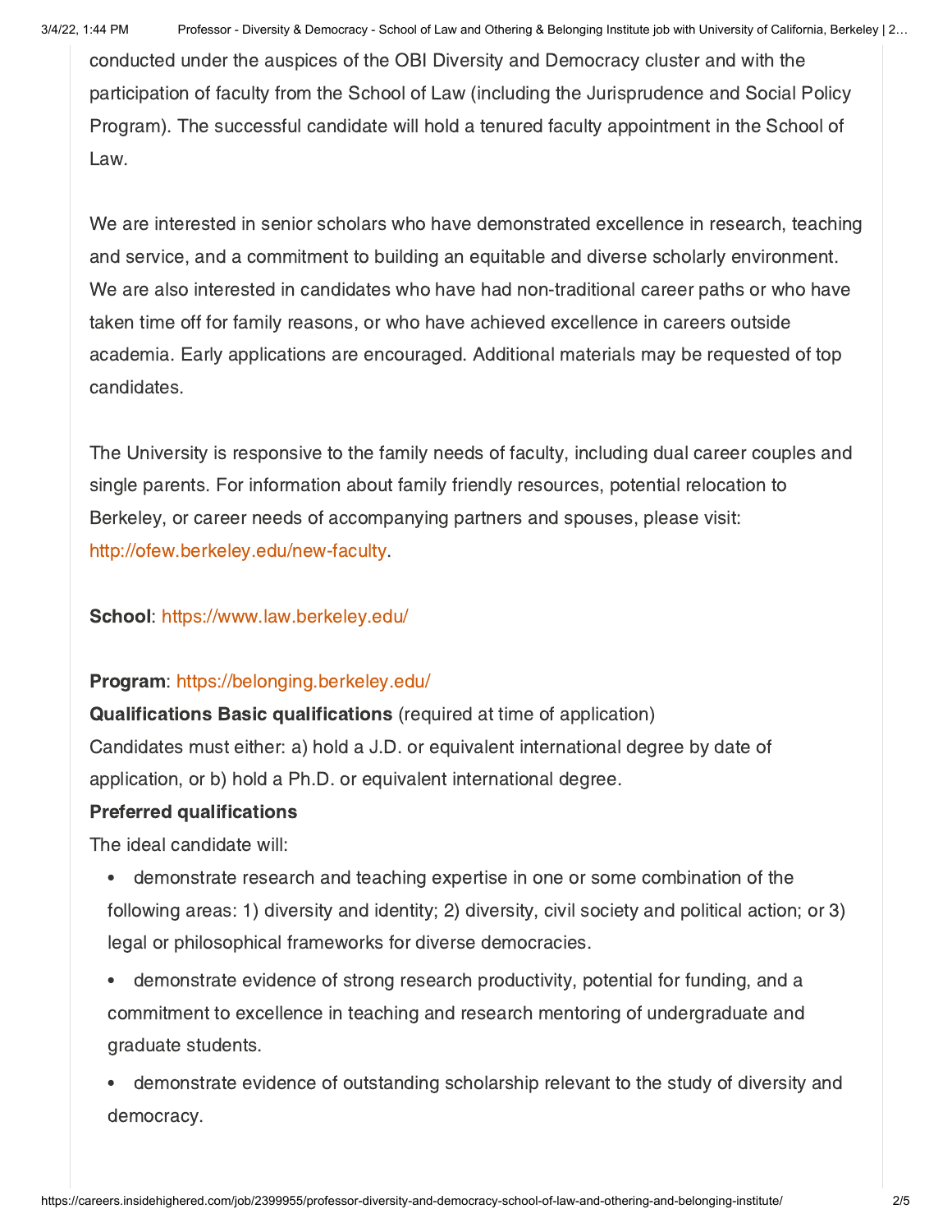conducted under the auspices of the OBI Diversity and Democracy cluster and with the participation of faculty from the School of Law (including the Jurisprudence and Social Policy Program). The successful candidate will hold a tenured faculty appointment in the School of Law.

We are interested in senior scholars who have demonstrated excellence in research, teaching and service, and a commitment to building an equitable and diverse scholarly environment. We are also interested in candidates who have had non-traditional career paths or who have taken time off for family reasons, or who have achieved excellence in careers outside academia. Early applications are encouraged. Additional materials may be requested of top candidates.

The University is responsive to the family needs of faculty, including dual career couples and single parents. For information about family friendly resources, potential relocation to Berkeley, or career needs of accompanying partners and spouses, please visit: http://ofew.berkeley.edu/new-faculty.

**School**: https://www.law.berkeley.edu/

**Program**: https://belonging.berkeley.edu/

**Qualifications Basic qualifications** (required at time of application)

Candidates must either: a) hold a J.D. or equivalent international degree by date of application, or b) hold a Ph.D. or equivalent international degree.

**Preferred qualifications**

The ideal candidate will:

- demonstrate research and teaching expertise in one or some combination of the following areas: 1) diversity and identity; 2) diversity, civil society and political action; or 3) legal or philosophical frameworks for diverse democracies.
- demonstrate evidence of strong research productivity, potential for funding, and a commitment to excellence in teaching and research mentoring of undergraduate and graduate students.
- demonstrate evidence of outstanding scholarship relevant to the study of diversity and democracy.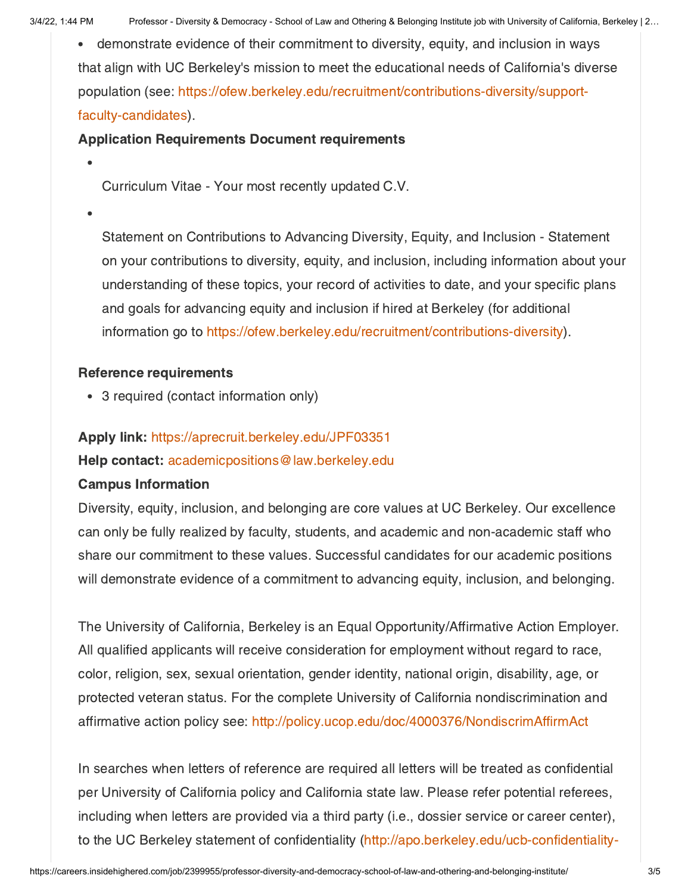- demonstrate evidence of their commitment to diversity, equity, and inclusion in ways that align with UC Berkeley's mission to meet the educational needs of California's diverse population (see: https://ofew.berkeley.edu/recruitment/contributions-diversity/support-faculty-candidates).

**Application Requirements Document requirements**

- Curriculum Vitae - Your most recently updated C.V.
- Statement on Contributions to Advancing Diversity, Equity, and Inclusion - Statement on your contributions to diversity, equity, and inclusion, including information about your understanding of these topics, your record of activities to date, and your specific plans and goals for advancing equity and inclusion if hired at Berkeley (for additional information go to https://ofew.berkeley.edu/recruitment/contributions-diversity).

**Reference requirements**

- 3 required (contact information only)

**Apply link:** https://aprecruit.berkeley.edu/JPF03351

**Help contact:** academicpositions@law.berkeley.edu

**Campus Information**

Diversity, equity, inclusion, and belonging are core values at UC Berkeley. Our excellence can only be fully realized by faculty, students, and academic and non-academic staff who share our commitment to these values. Successful candidates for our academic positions will demonstrate evidence of a commitment to advancing equity, inclusion, and belonging.

The University of California, Berkeley is an Equal Opportunity/Affirmative Action Employer. All qualified applicants will receive consideration for employment without regard to race, color, religion, sex, sexual orientation, gender identity, national origin, disability, age, or protected veteran status. For the complete University of California nondiscrimination and affirmative action policy see: http://policy.ucop.edu/doc/4000376/NondiscrimAffirmAct

In searches when letters of reference are required all letters will be treated as confidential per University of California policy and California state law. Please refer potential referees, including when letters are provided via a third party (i.e., dossier service or career center), to the UC Berkeley statement of confidentiality (http://apo.berkeley.edu/ucb-confidentiality-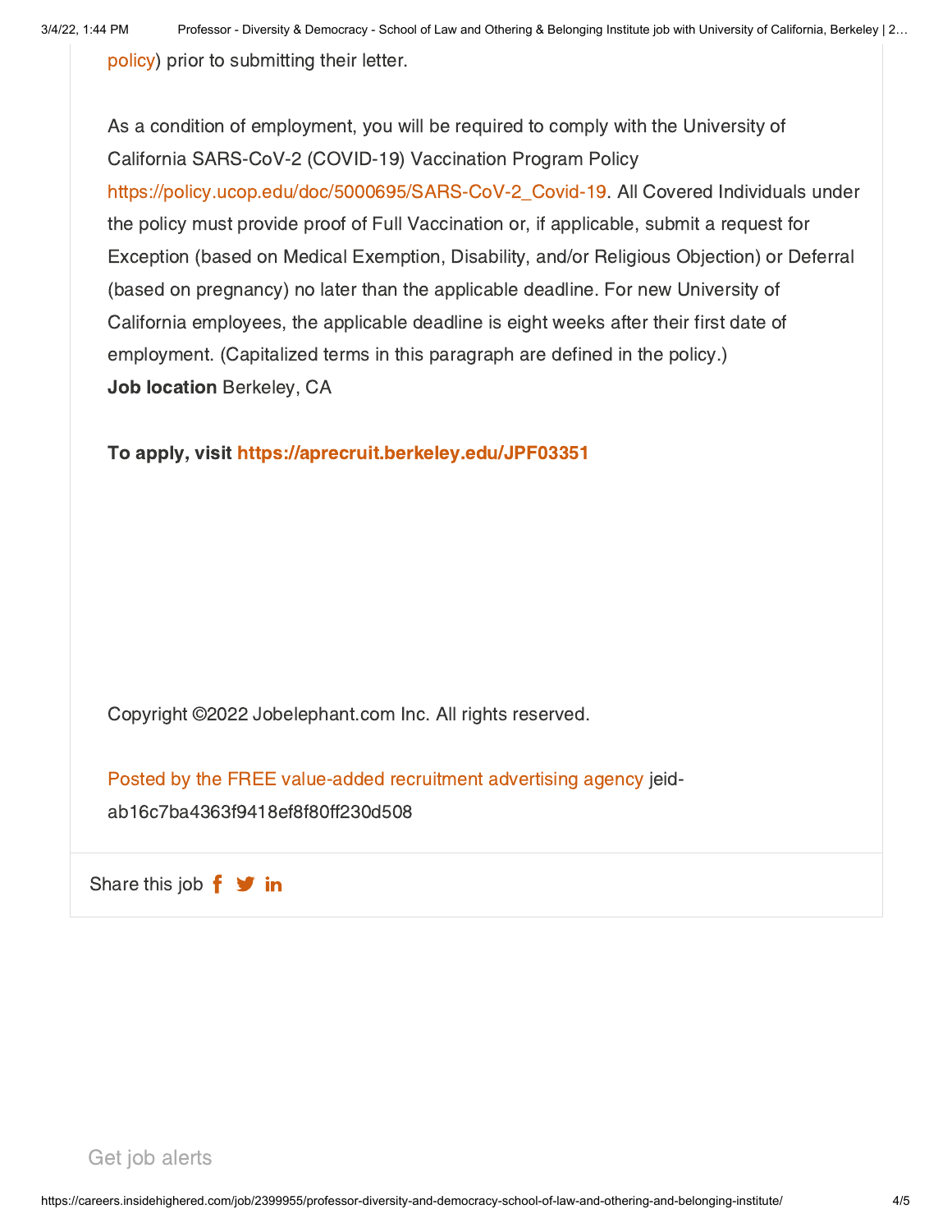policy) prior to submitting their letter.

As a condition of employment, you will be required to comply with the University of California SARS-CoV-2 (COVID-19) Vaccination Program Policy https://policy.ucop.edu/doc/5000695/SARS-CoV-2_Covid-19. All Covered Individuals under the policy must provide proof of Full Vaccination or, if applicable, submit a request for Exception (based on Medical Exemption, Disability, and/or Religious Objection) or Deferral (based on pregnancy) no later than the applicable deadline. For new University of California employees, the applicable deadline is eight weeks after their first date of employment. (Capitalized terms in this paragraph are defined in the policy.)
**Job location** Berkeley, CA

**To apply, visit https://aprecruit.berkeley.edu/JPF03351**

Copyright ©2022 Jobelephant.com Inc. All rights reserved.

Posted by the FREE value-added recruitment advertising agency jeid-ab16c7ba4363f9418ef8f80ff230d508

Share this job

Get job alerts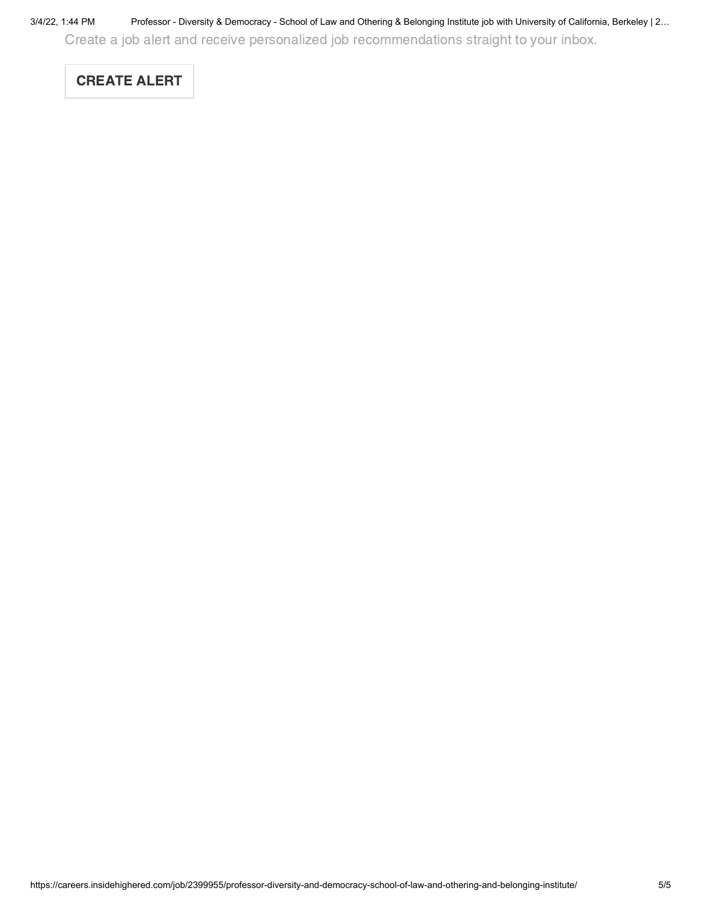Create a job alert and receive personalized job recommendations straight to your inbox.

CREATE ALERT